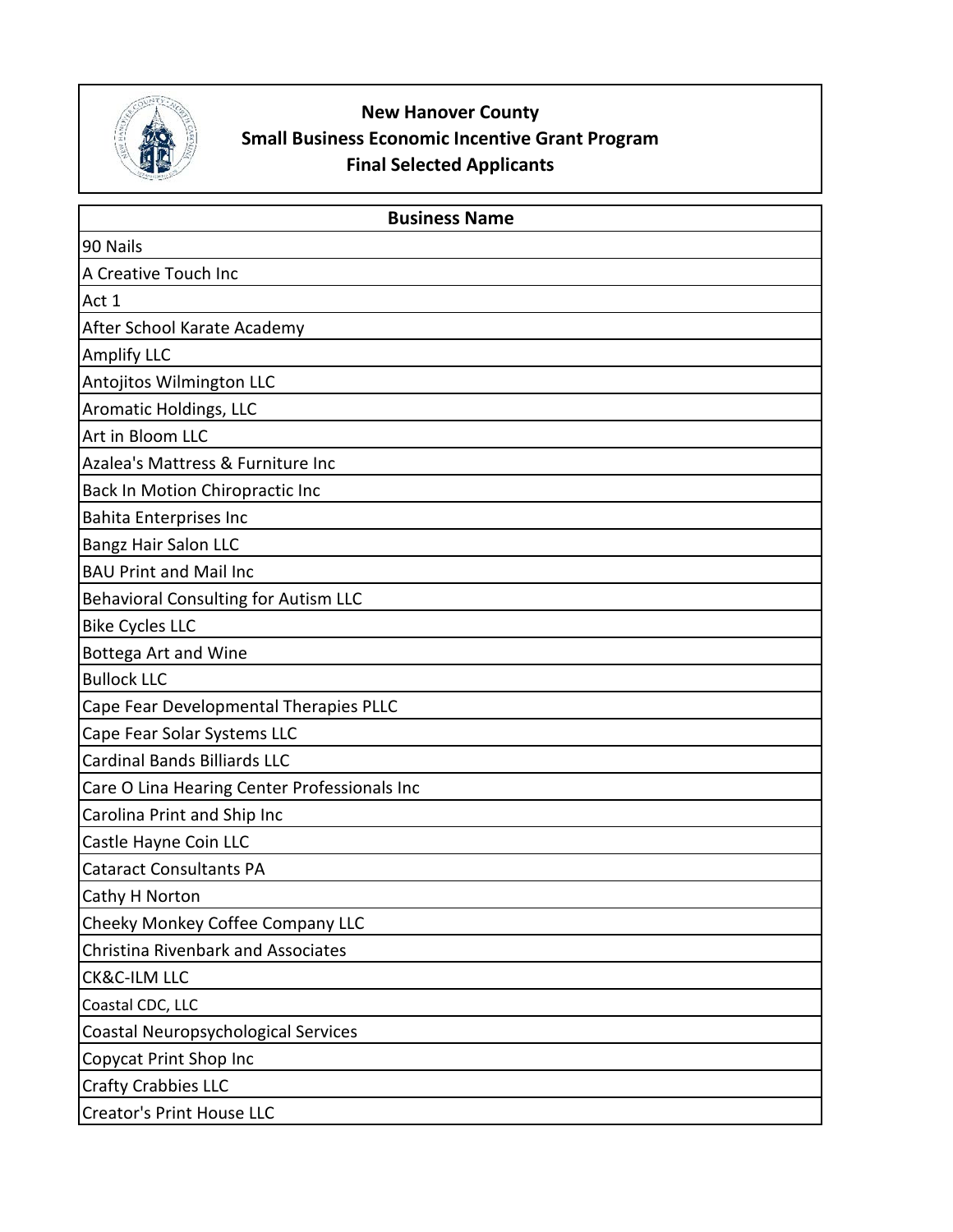**New Hanover County**
**Small Business Economic Incentive Grant Program**
**Final Selected Applicants**

| Business Name |
| --- |
| 90 Nails |
| A Creative Touch Inc |
| Act 1 |
| After School Karate Academy |
| Amplify LLC |
| Antojitos Wilmington LLC |
| Aromatic Holdings, LLC |
| Art in Bloom LLC |
| Azalea's Mattress & Furniture Inc |
| Back In Motion Chiropractic Inc |
| Bahita Enterprises Inc |
| Bangz Hair Salon LLC |
| BAU Print and Mail Inc |
| Behavioral Consulting for Autism LLC |
| Bike Cycles LLC |
| Bottega Art and Wine |
| Bullock LLC |
| Cape Fear Developmental Therapies PLLC |
| Cape Fear Solar Systems LLC |
| Cardinal Bands Billiards LLC |
| Care O Lina Hearing Center Professionals Inc |
| Carolina Print and Ship Inc |
| Castle Hayne Coin LLC |
| Cataract Consultants PA |
| Cathy H Norton |
| Cheeky Monkey Coffee Company LLC |
| Christina Rivenbark and Associates |
| CK&C-ILM LLC |
| Coastal CDC, LLC |
| Coastal Neuropsychological Services |
| Copycat Print Shop Inc |
| Crafty Crabbies LLC |
| Creator's Print House LLC |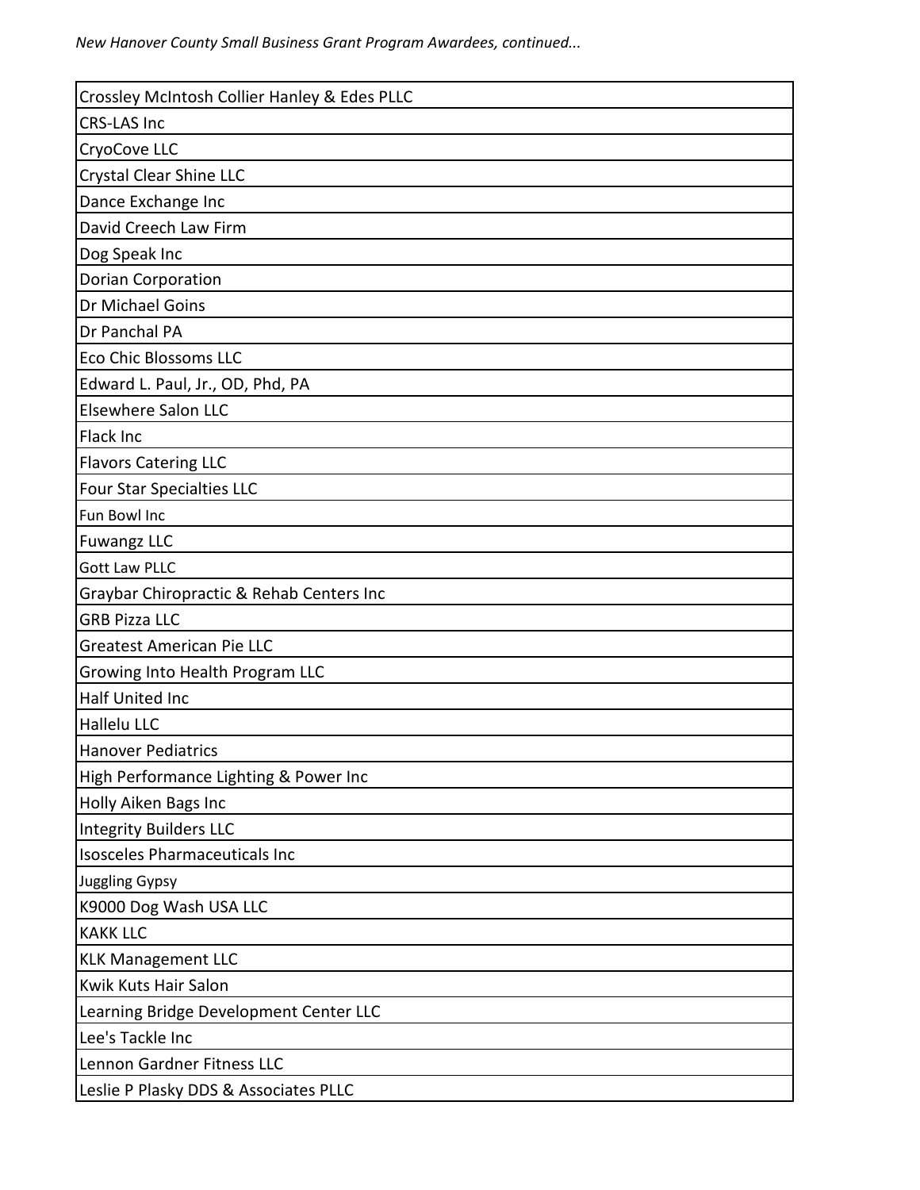*New Hanover County Small Business Grant Program Awardees, continued...*

| Crossley McIntosh Collier Hanley & Edes PLLC |
|---|
| CRS-LAS Inc |
| CryoCove LLC |
| Crystal Clear Shine LLC |
| Dance Exchange Inc |
| David Creech Law Firm |
| Dog Speak Inc |
| Dorian Corporation |
| Dr Michael Goins |
| Dr Panchal PA |
| Eco Chic Blossoms LLC |
| Edward L. Paul, Jr., OD, Phd, PA |
| Elsewhere Salon LLC |
| Flack Inc |
| Flavors Catering LLC |
| Four Star Specialties LLC |
| Fun Bowl Inc |
| Fuwangz LLC |
| Gott Law PLLC |
| Graybar Chiropractic & Rehab Centers Inc |
| GRB Pizza LLC |
| Greatest American Pie LLC |
| Growing Into Health Program LLC |
| Half United Inc |
| Hallelu LLC |
| Hanover Pediatrics |
| High Performance Lighting & Power Inc |
| Holly Aiken Bags Inc |
| Integrity Builders LLC |
| Isosceles Pharmaceuticals Inc |
| Juggling Gypsy |
| K9000 Dog Wash USA LLC |
| KAKK LLC |
| KLK Management LLC |
| Kwik Kuts Hair Salon |
| Learning Bridge Development Center LLC |
| Lee's Tackle Inc |
| Lennon Gardner Fitness LLC |
| Leslie P Plasky DDS & Associates PLLC |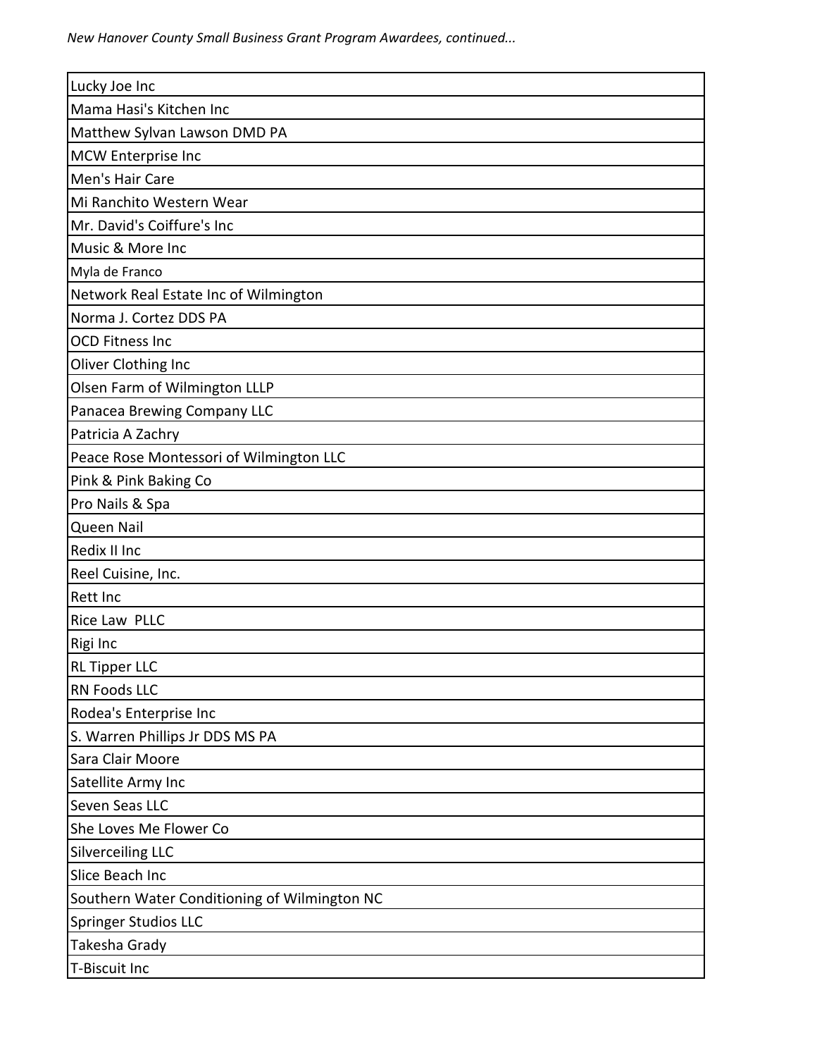| Lucky Joe Inc |
| --- |
| Mama Hasi's Kitchen Inc |
| Matthew Sylvan Lawson DMD PA |
| MCW Enterprise Inc |
| Men's Hair Care |
| Mi Ranchito Western Wear |
| Mr. David's Coiffure's Inc |
| Music & More Inc |
| Myla de Franco |
| Network Real Estate Inc of Wilmington |
| Norma J. Cortez DDS PA |
| OCD Fitness Inc |
| Oliver Clothing Inc |
| Olsen Farm of Wilmington LLLP |
| Panacea Brewing Company LLC |
| Patricia A Zachry |
| Peace Rose Montessori of Wilmington LLC |
| Pink & Pink Baking Co |
| Pro Nails & Spa |
| Queen Nail |
| Redix II Inc |
| Reel Cuisine, Inc. |
| Rett Inc |
| Rice Law PLLC |
| Rigi Inc |
| RL Tipper LLC |
| RN Foods LLC |
| Rodea's Enterprise Inc |
| S. Warren Phillips Jr DDS MS PA |
| Sara Clair Moore |
| Satellite Army Inc |
| Seven Seas LLC |
| She Loves Me Flower Co |
| Silverceiling LLC |
| Slice Beach Inc |
| Southern Water Conditioning of Wilmington NC |
| Springer Studios LLC |
| Takesha Grady |
| T-Biscuit Inc |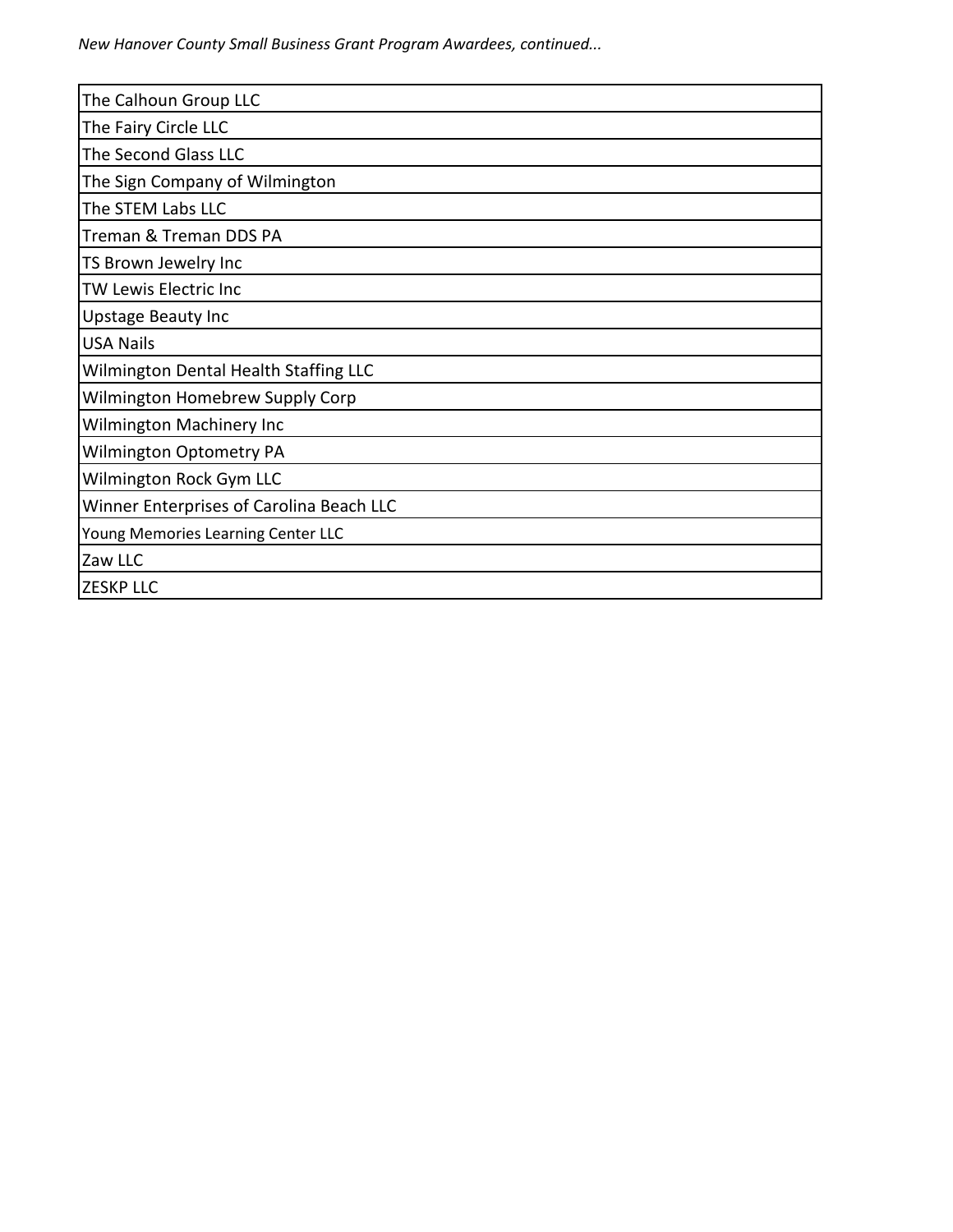*New Hanover County Small Business Grant Program Awardees, continued...*

| |
|---|
| The Calhoun Group LLC |
| The Fairy Circle LLC |
| The Second Glass LLC |
| The Sign Company of Wilmington |
| The STEM Labs LLC |
| Treman & Treman DDS PA |
| TS Brown Jewelry Inc |
| TW Lewis Electric Inc |
| Upstage Beauty Inc |
| USA Nails |
| Wilmington Dental Health Staffing LLC |
| Wilmington Homebrew Supply Corp |
| Wilmington Machinery Inc |
| Wilmington Optometry PA |
| Wilmington Rock Gym LLC |
| Winner Enterprises of Carolina Beach LLC |
| Young Memories Learning Center LLC |
| Zaw LLC |
| ZESKP LLC |